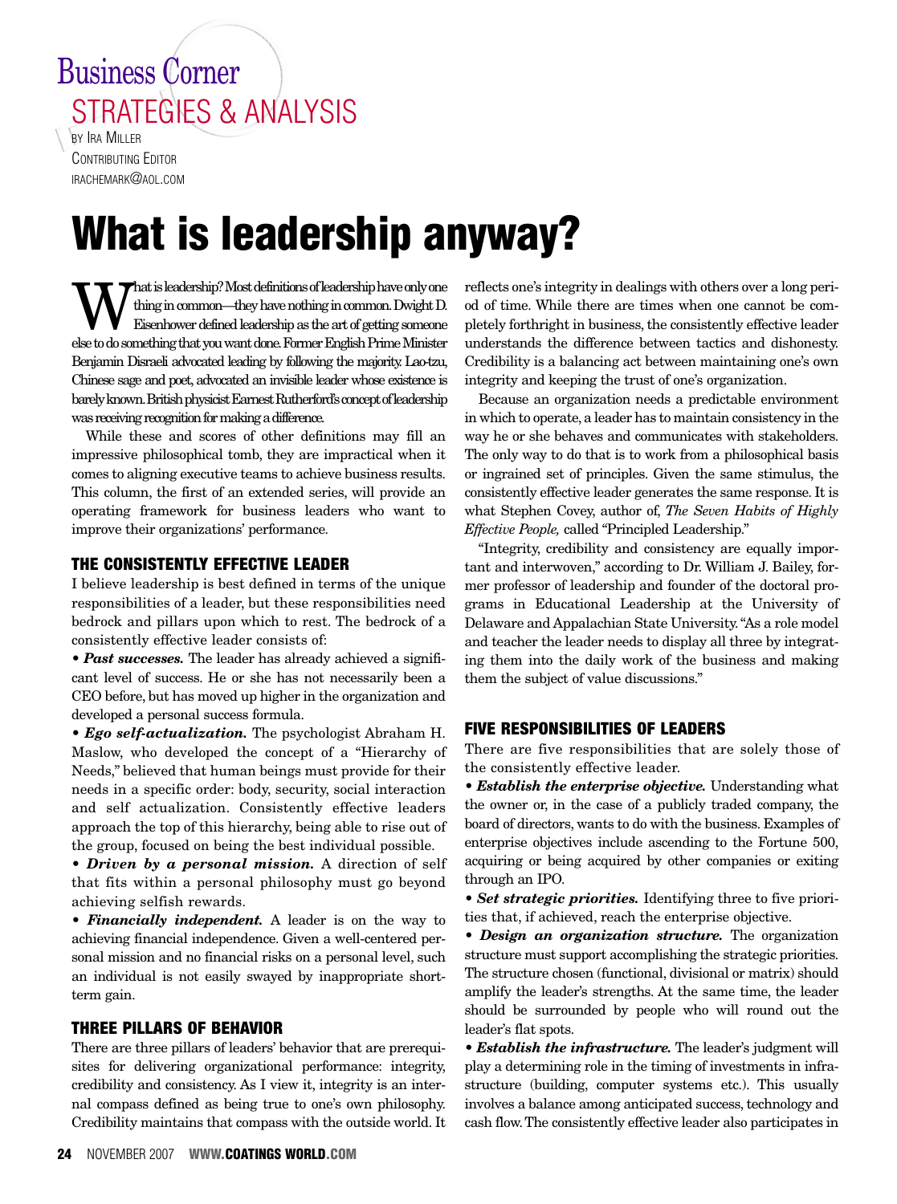Business Corner

STRATEGIES & ANALYSIS

BY IRA MILLER
CONTRIBUTING EDITOR
IRACHEMARK@AOL.COM

# What is leadership anyway?

What is leadership? Most definitions of leadership have only one thing in common—they have nothing in common. Dwight D. Eisenhower defined leadership as the art of getting someone else to do something that you want done. Former English Prime Minister Benjamin Disraeli advocated leading by following the majority. Lao-tzu, Chinese sage and poet, advocated an invisible leader whose existence is barely known. British physicist Earnest Rutherford's concept of leadership was receiving recognition for making a difference.

While these and scores of other definitions may fill an impressive philosophical tomb, they are impractical when it comes to aligning executive teams to achieve business results. This column, the first of an extended series, will provide an operating framework for business leaders who want to improve their organizations' performance.

## THE CONSISTENTLY EFFECTIVE LEADER

I believe leadership is best defined in terms of the unique responsibilities of a leader, but these responsibilities need bedrock and pillars upon which to rest. The bedrock of a consistently effective leader consists of:

- ***Past successes.*** The leader has already achieved a significant level of success. He or she has not necessarily been a CEO before, but has moved up higher in the organization and developed a personal success formula.
- ***Ego self-actualization.*** The psychologist Abraham H. Maslow, who developed the concept of a "Hierarchy of Needs," believed that human beings must provide for their needs in a specific order: body, security, social interaction and self actualization. Consistently effective leaders approach the top of this hierarchy, being able to rise out of the group, focused on being the best individual possible.
- ***Driven by a personal mission.*** A direction of self that fits within a personal philosophy must go beyond achieving selfish rewards.
- ***Financially independent.*** A leader is on the way to achieving financial independence. Given a well-centered personal mission and no financial risks on a personal level, such an individual is not easily swayed by inappropriate short-term gain.

## THREE PILLARS OF BEHAVIOR

There are three pillars of leaders' behavior that are prerequisites for delivering organizational performance: integrity, credibility and consistency. As I view it, integrity is an internal compass defined as being true to one's own philosophy. Credibility maintains that compass with the outside world. It reflects one's integrity in dealings with others over a long period of time. While there are times when one cannot be completely forthright in business, the consistently effective leader understands the difference between tactics and dishonesty. Credibility is a balancing act between maintaining one's own integrity and keeping the trust of one's organization.

Because an organization needs a predictable environment in which to operate, a leader has to maintain consistency in the way he or she behaves and communicates with stakeholders. The only way to do that is to work from a philosophical basis or ingrained set of principles. Given the same stimulus, the consistently effective leader generates the same response. It is what Stephen Covey, author of, *The Seven Habits of Highly Effective People,* called "Principled Leadership."

"Integrity, credibility and consistency are equally important and interwoven," according to Dr. William J. Bailey, former professor of leadership and founder of the doctoral programs in Educational Leadership at the University of Delaware and Appalachian State University. "As a role model and teacher the leader needs to display all three by integrating them into the daily work of the business and making them the subject of value discussions."

## FIVE RESPONSIBILITIES OF LEADERS

There are five responsibilities that are solely those of the consistently effective leader.

- ***Establish the enterprise objective.*** Understanding what the owner or, in the case of a publicly traded company, the board of directors, wants to do with the business. Examples of enterprise objectives include ascending to the Fortune 500, acquiring or being acquired by other companies or exiting through an IPO.
- ***Set strategic priorities.*** Identifying three to five priorities that, if achieved, reach the enterprise objective.
- ***Design an organization structure.*** The organization structure must support accomplishing the strategic priorities. The structure chosen (functional, divisional or matrix) should amplify the leader's strengths. At the same time, the leader should be surrounded by people who will round out the leader's flat spots.
- ***Establish the infrastructure.*** The leader's judgment will play a determining role in the timing of investments in infrastructure (building, computer systems etc.). This usually involves a balance among anticipated success, technology and cash flow. The consistently effective leader also participates in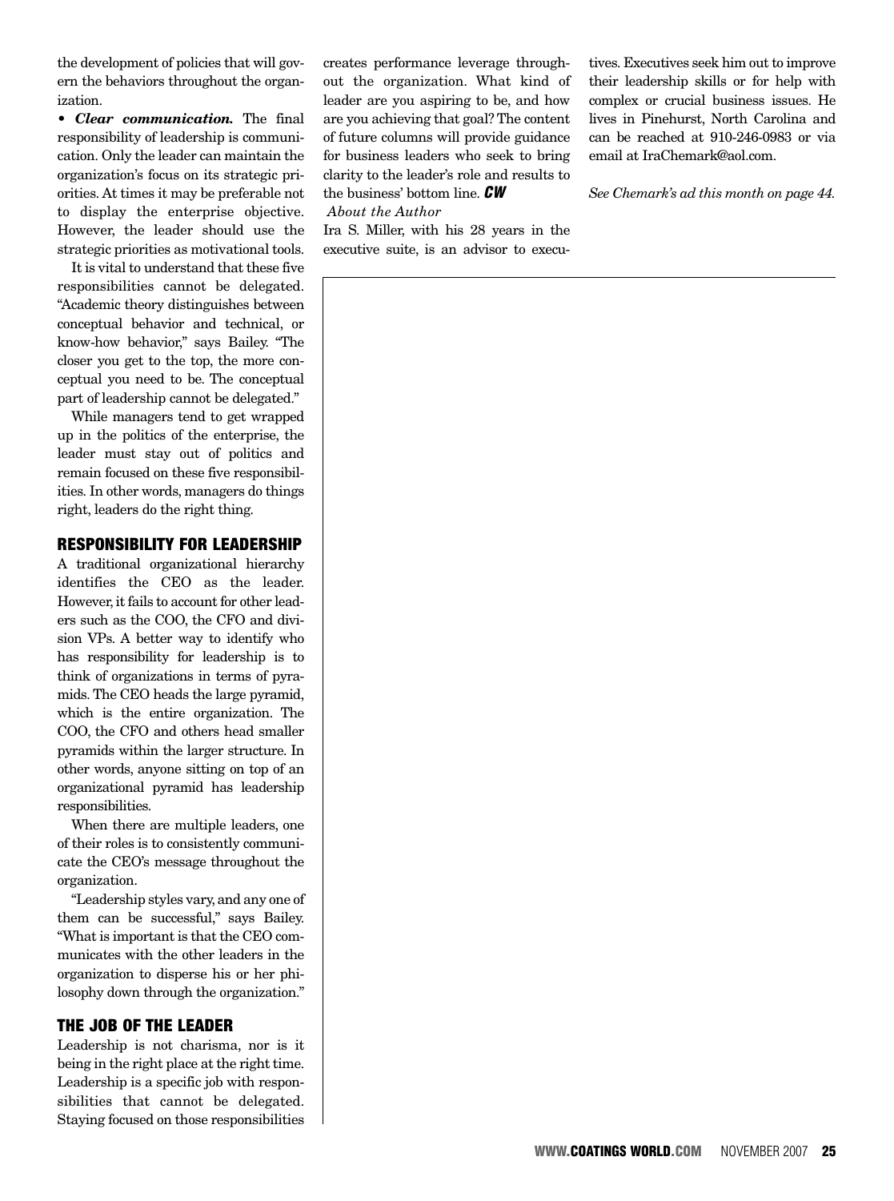the development of policies that will govern the behaviors throughout the organization.

• ***Clear communication.*** The final responsibility of leadership is communication. Only the leader can maintain the organization's focus on its strategic priorities. At times it may be preferable not to display the enterprise objective. However, the leader should use the strategic priorities as motivational tools.

It is vital to understand that these five responsibilities cannot be delegated. "Academic theory distinguishes between conceptual behavior and technical, or know-how behavior," says Bailey. "The closer you get to the top, the more conceptual you need to be. The conceptual part of leadership cannot be delegated."

While managers tend to get wrapped up in the politics of the enterprise, the leader must stay out of politics and remain focused on these five responsibilities. In other words, managers do things right, leaders do the right thing.

## RESPONSIBILITY FOR LEADERSHIP

A traditional organizational hierarchy identifies the CEO as the leader. However, it fails to account for other leaders such as the COO, the CFO and division VPs. A better way to identify who has responsibility for leadership is to think of organizations in terms of pyramids. The CEO heads the large pyramid, which is the entire organization. The COO, the CFO and others head smaller pyramids within the larger structure. In other words, anyone sitting on top of an organizational pyramid has leadership responsibilities.

When there are multiple leaders, one of their roles is to consistently communicate the CEO's message throughout the organization.

"Leadership styles vary, and any one of them can be successful," says Bailey. "What is important is that the CEO communicates with the other leaders in the organization to disperse his or her philosophy down through the organization."

## THE JOB OF THE LEADER

Leadership is not charisma, nor is it being in the right place at the right time. Leadership is a specific job with responsibilities that cannot be delegated. Staying focused on those responsibilities creates performance leverage throughout the organization. What kind of leader are you aspiring to be, and how are you achieving that goal? The content of future columns will provide guidance for business leaders who seek to bring clarity to the leader's role and results to the business' bottom line. ***CW***

*About the Author*

Ira S. Miller, with his 28 years in the executive suite, is an advisor to executives. Executives seek him out to improve their leadership skills or for help with complex or crucial business issues. He lives in Pinehurst, North Carolina and can be reached at 910-246-0983 or via email at IraChemark@aol.com.

*See Chemark's ad this month on page 44.*